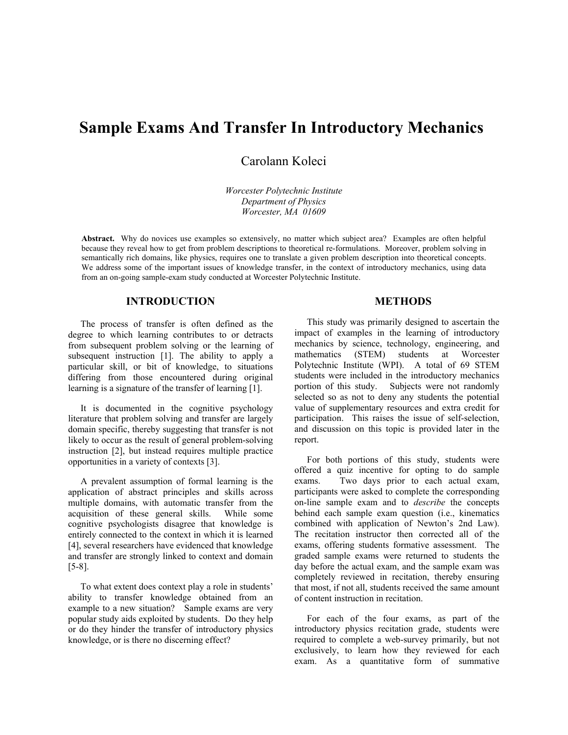# Sample Exams And Transfer In Introductory Mechanics

Carolann Koleci

*Worcester Polytechnic Institute*
*Department of Physics*
*Worcester, MA 01609*

**Abstract.** Why do novices use examples so extensively, no matter which subject area? Examples are often helpful because they reveal how to get from problem descriptions to theoretical re-formulations. Moreover, problem solving in semantically rich domains, like physics, requires one to translate a given problem description into theoretical concepts. We address some of the important issues of knowledge transfer, in the context of introductory mechanics, using data from an on-going sample-exam study conducted at Worcester Polytechnic Institute.

## INTRODUCTION

The process of transfer is often defined as the degree to which learning contributes to or detracts from subsequent problem solving or the learning of subsequent instruction [1]. The ability to apply a particular skill, or bit of knowledge, to situations differing from those encountered during original learning is a signature of the transfer of learning [1].

It is documented in the cognitive psychology literature that problem solving and transfer are largely domain specific, thereby suggesting that transfer is not likely to occur as the result of general problem-solving instruction [2], but instead requires multiple practice opportunities in a variety of contexts [3].

A prevalent assumption of formal learning is the application of abstract principles and skills across multiple domains, with automatic transfer from the acquisition of these general skills. While some cognitive psychologists disagree that knowledge is entirely connected to the context in which it is learned [4], several researchers have evidenced that knowledge and transfer are strongly linked to context and domain [5-8].

To what extent does context play a role in students' ability to transfer knowledge obtained from an example to a new situation? Sample exams are very popular study aids exploited by students. Do they help or do they hinder the transfer of introductory physics knowledge, or is there no discerning effect?

## METHODS

This study was primarily designed to ascertain the impact of examples in the learning of introductory mechanics by science, technology, engineering, and mathematics (STEM) students at Worcester Polytechnic Institute (WPI). A total of 69 STEM students were included in the introductory mechanics portion of this study. Subjects were not randomly selected so as not to deny any students the potential value of supplementary resources and extra credit for participation. This raises the issue of self-selection, and discussion on this topic is provided later in the report.

For both portions of this study, students were offered a quiz incentive for opting to do sample exams. Two days prior to each actual exam, participants were asked to complete the corresponding on-line sample exam and to *describe* the concepts behind each sample exam question (i.e., kinematics combined with application of Newton's 2nd Law). The recitation instructor then corrected all of the exams, offering students formative assessment. The graded sample exams were returned to students the day before the actual exam, and the sample exam was completely reviewed in recitation, thereby ensuring that most, if not all, students received the same amount of content instruction in recitation.

For each of the four exams, as part of the introductory physics recitation grade, students were required to complete a web-survey primarily, but not exclusively, to learn how they reviewed for each exam. As a quantitative form of summative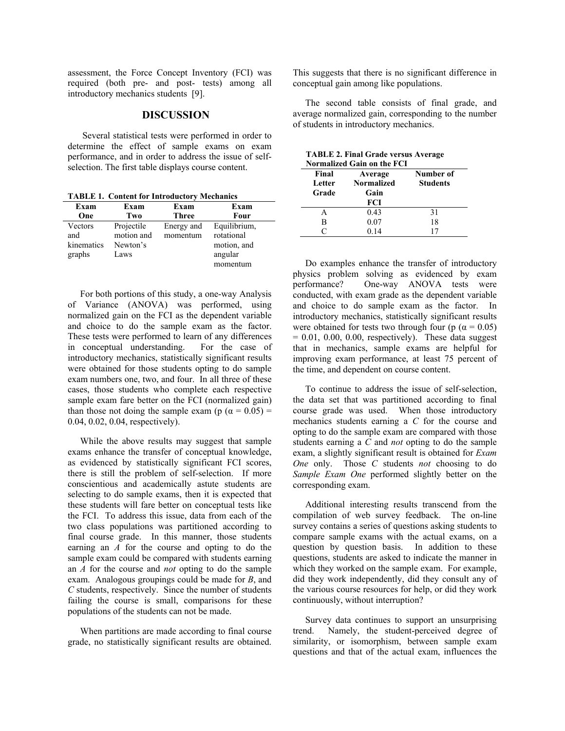assessment, the Force Concept Inventory (FCI) was required (both pre- and post- tests) among all introductory mechanics students [9].

## DISCUSSION

Several statistical tests were performed in order to determine the effect of sample exams on exam performance, and in order to address the issue of self-selection. The first table displays course content.

**TABLE 1. Content for Introductory Mechanics**

| Exam One | Exam Two | Exam Three | Exam Four |
|---|---|---|---|
| Vectors and kinematics graphs | Projectile motion and Newton's Laws | Energy and momentum | Equilibrium, rotational motion, and angular momentum |

For both portions of this study, a one-way Analysis of Variance (ANOVA) was performed, using normalized gain on the FCI as the dependent variable and choice to do the sample exam as the factor. These tests were performed to learn of any differences in conceptual understanding. For the case of introductory mechanics, statistically significant results were obtained for those students opting to do sample exam numbers one, two, and four. In all three of these cases, those students who complete each respective sample exam fare better on the FCI (normalized gain) than those not doing the sample exam (p ($\alpha = 0.05$) = 0.04, 0.02, 0.04, respectively).

While the above results may suggest that sample exams enhance the transfer of conceptual knowledge, as evidenced by statistically significant FCI scores, there is still the problem of self-selection. If more conscientious and academically astute students are selecting to do sample exams, then it is expected that these students will fare better on conceptual tests like the FCI. To address this issue, data from each of the two class populations was partitioned according to final course grade. In this manner, those students earning an *A* for the course and opting to do the sample exam could be compared with students earning an *A* for the course and *not* opting to do the sample exam. Analogous groupings could be made for *B*, and *C* students, respectively. Since the number of students failing the course is small, comparisons for these populations of the students can not be made.

When partitions are made according to final course grade, no statistically significant results are obtained. This suggests that there is no significant difference in conceptual gain among like populations.

The second table consists of final grade, and average normalized gain, corresponding to the number of students in introductory mechanics.

**TABLE 2. Final Grade versus Average Normalized Gain on the FCI**

| Final Letter Grade | Average Normalized Gain FCI | Number of Students |
|---|---|---|
| A | 0.43 | 31 |
| B | 0.07 | 18 |
| C | 0.14 | 17 |

Do examples enhance the transfer of introductory physics problem solving as evidenced by exam performance? One-way ANOVA tests were conducted, with exam grade as the dependent variable and choice to do sample exam as the factor. In introductory mechanics, statistically significant results were obtained for tests two through four (p ($\alpha = 0.05$) = 0.01, 0.00, 0.00, respectively). These data suggest that in mechanics, sample exams are helpful for improving exam performance, at least 75 percent of the time, and dependent on course content.

To continue to address the issue of self-selection, the data set that was partitioned according to final course grade was used. When those introductory mechanics students earning a *C* for the course and opting to do the sample exam are compared with those students earning a *C* and *not* opting to do the sample exam, a slightly significant result is obtained for *Exam One* only. Those *C* students *not* choosing to do *Sample Exam One* performed slightly better on the corresponding exam.

Additional interesting results transcend from the compilation of web survey feedback. The on-line survey contains a series of questions asking students to compare sample exams with the actual exams, on a question by question basis. In addition to these questions, students are asked to indicate the manner in which they worked on the sample exam. For example, did they work independently, did they consult any of the various course resources for help, or did they work continuously, without interruption?

Survey data continues to support an unsurprising trend. Namely, the student-perceived degree of similarity, or isomorphism, between sample exam questions and that of the actual exam, influences the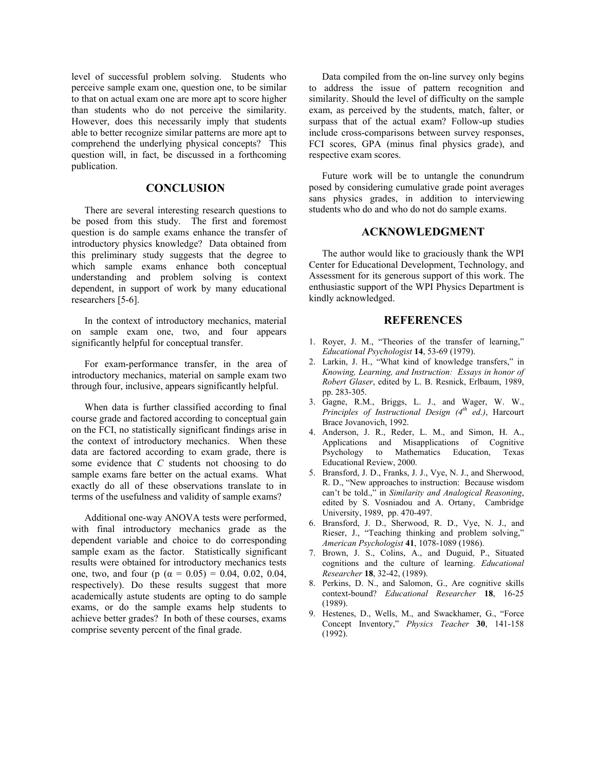level of successful problem solving. Students who perceive sample exam one, question one, to be similar to that on actual exam one are more apt to score higher than students who do not perceive the similarity. However, does this necessarily imply that students able to better recognize similar patterns are more apt to comprehend the underlying physical concepts? This question will, in fact, be discussed in a forthcoming publication.

## CONCLUSION

There are several interesting research questions to be posed from this study. The first and foremost question is do sample exams enhance the transfer of introductory physics knowledge? Data obtained from this preliminary study suggests that the degree to which sample exams enhance both conceptual understanding and problem solving is context dependent, in support of work by many educational researchers [5-6].

In the context of introductory mechanics, material on sample exam one, two, and four appears significantly helpful for conceptual transfer.

For exam-performance transfer, in the area of introductory mechanics, material on sample exam two through four, inclusive, appears significantly helpful.

When data is further classified according to final course grade and factored according to conceptual gain on the FCI, no statistically significant findings arise in the context of introductory mechanics. When these data are factored according to exam grade, there is some evidence that *C* students not choosing to do sample exams fare better on the actual exams. What exactly do all of these observations translate to in terms of the usefulness and validity of sample exams?

Additional one-way ANOVA tests were performed, with final introductory mechanics grade as the dependent variable and choice to do corresponding sample exam as the factor. Statistically significant results were obtained for introductory mechanics tests one, two, and four ($p\ (\alpha = 0.05) = 0.04, 0.02, 0.04$, respectively). Do these results suggest that more academically astute students are opting to do sample exams, or do the sample exams help students to achieve better grades? In both of these courses, exams comprise seventy percent of the final grade.

Data compiled from the on-line survey only begins to address the issue of pattern recognition and similarity. Should the level of difficulty on the sample exam, as perceived by the students, match, falter, or surpass that of the actual exam? Follow-up studies include cross-comparisons between survey responses, FCI scores, GPA (minus final physics grade), and respective exam scores.

Future work will be to untangle the conundrum posed by considering cumulative grade point averages sans physics grades, in addition to interviewing students who do and who do not do sample exams.

## ACKNOWLEDGMENT

The author would like to graciously thank the WPI Center for Educational Development, Technology, and Assessment for its generous support of this work. The enthusiastic support of the WPI Physics Department is kindly acknowledged.

## REFERENCES

1. Royer, J. M., "Theories of the transfer of learning," *Educational Psychologist* **14**, 53-69 (1979).
2. Larkin, J. H., "What kind of knowledge transfers," in *Knowing, Learning, and Instruction: Essays in honor of Robert Glaser*, edited by L. B. Resnick, Erlbaum, 1989, pp. 283-305.
3. Gagne, R.M., Briggs, L. J., and Wager, W. W., *Principles of Instructional Design (4th ed.)*, Harcourt Brace Jovanovich, 1992.
4. Anderson, J. R., Reder, L. M., and Simon, H. A., Applications and Misapplications of Cognitive Psychology to Mathematics Education, Texas Educational Review, 2000.
5. Bransford, J. D., Franks, J. J., Vye, N. J., and Sherwood, R. D., "New approaches to instruction: Because wisdom can't be told.," in *Similarity and Analogical Reasoning*, edited by S. Vosniadou and A. Ortany, Cambridge University, 1989, pp. 470-497.
6. Bransford, J. D., Sherwood, R. D., Vye, N. J., and Rieser, J., "Teaching thinking and problem solving," *American Psychologist* **41**, 1078-1089 (1986).
7. Brown, J. S., Colins, A., and Duguid, P., Situated cognitions and the culture of learning. *Educational Researcher* **18**, 32-42, (1989).
8. Perkins, D. N., and Salomon, G., Are cognitive skills context-bound? *Educational Researcher* **18**, 16-25 (1989).
9. Hestenes, D., Wells, M., and Swackhamer, G., "Force Concept Inventory," *Physics Teacher* **30**, 141-158 (1992).